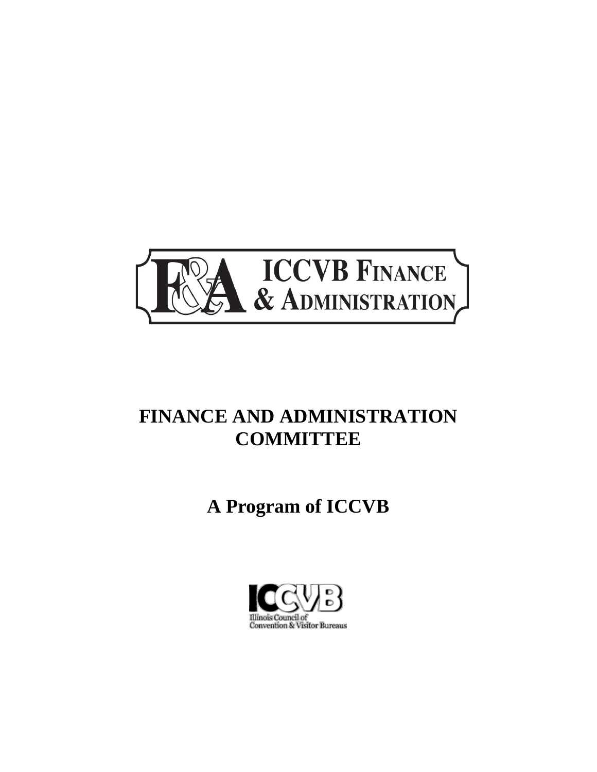F&A ICCVB FINANCE & ADMINISTRATION

# FINANCE AND ADMINISTRATION COMMITTEE

## A Program of ICCVB

ICCVB
Illinois Council of
Convention & Visitor Bureaus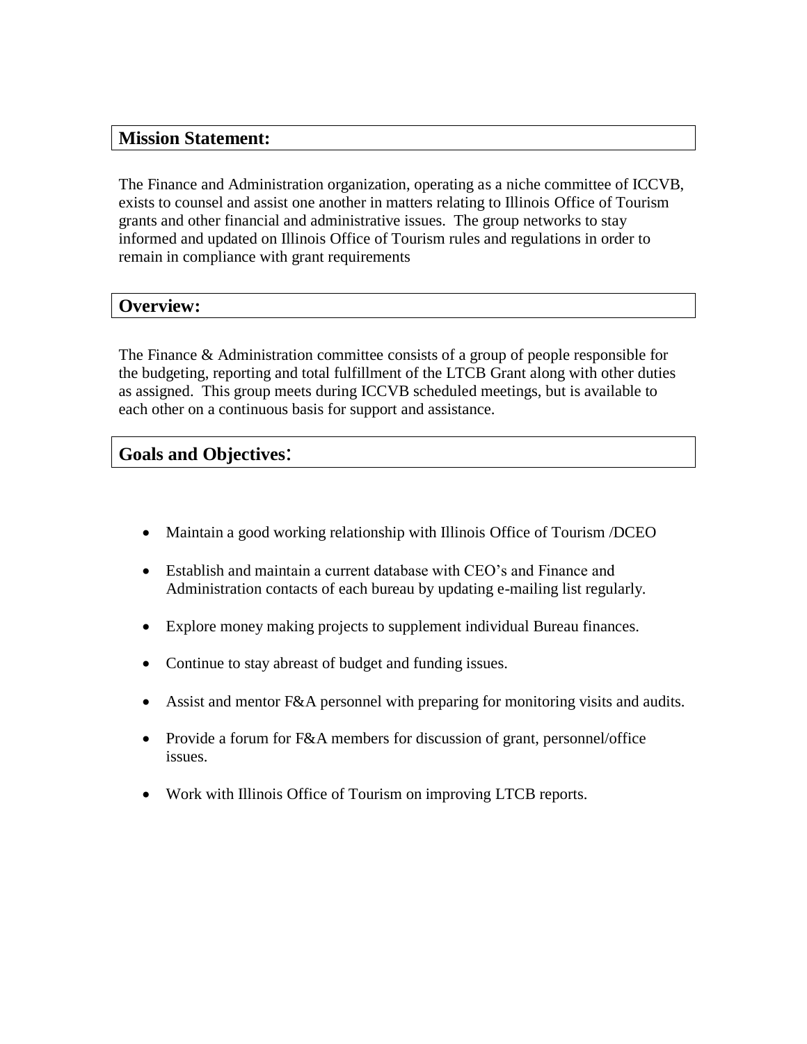## Mission Statement:

The Finance and Administration organization, operating as a niche committee of ICCVB, exists to counsel and assist one another in matters relating to Illinois Office of Tourism grants and other financial and administrative issues. The group networks to stay informed and updated on Illinois Office of Tourism rules and regulations in order to remain in compliance with grant requirements

## Overview:

The Finance & Administration committee consists of a group of people responsible for the budgeting, reporting and total fulfillment of the LTCB Grant along with other duties as assigned. This group meets during ICCVB scheduled meetings, but is available to each other on a continuous basis for support and assistance.

## Goals and Objectives:

- Maintain a good working relationship with Illinois Office of Tourism /DCEO
- Establish and maintain a current database with CEO's and Finance and Administration contacts of each bureau by updating e-mailing list regularly.
- Explore money making projects to supplement individual Bureau finances.
- Continue to stay abreast of budget and funding issues.
- Assist and mentor F&A personnel with preparing for monitoring visits and audits.
- Provide a forum for F&A members for discussion of grant, personnel/office issues.
- Work with Illinois Office of Tourism on improving LTCB reports.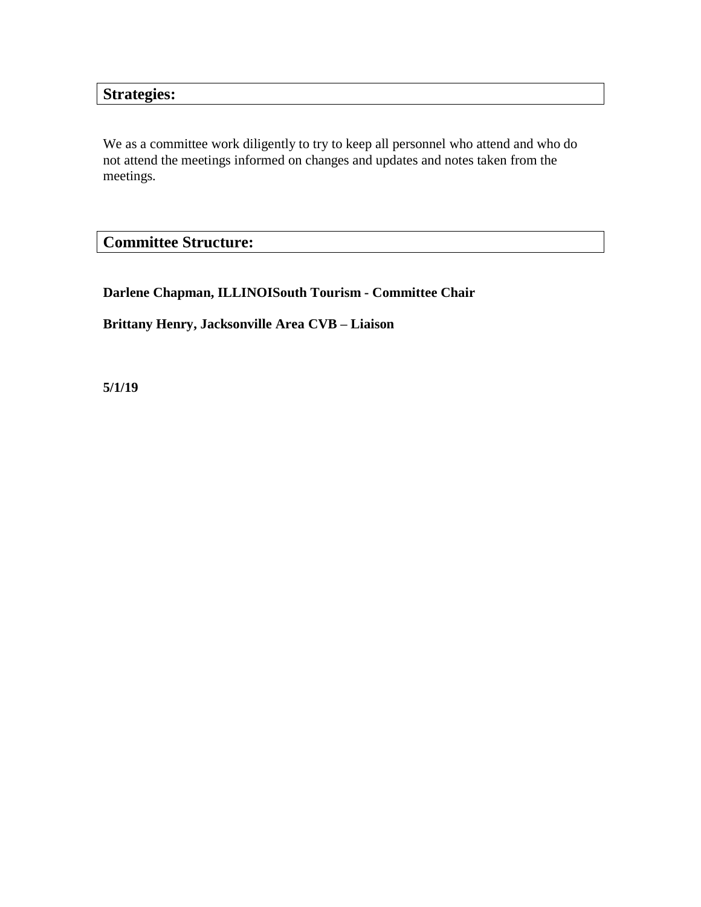## Strategies:

We as a committee work diligently to try to keep all personnel who attend and who do not attend the meetings informed on changes and updates and notes taken from the meetings.

## Committee Structure:

**Darlene Chapman, ILLINOISouth Tourism - Committee Chair**

**Brittany Henry, Jacksonville Area CVB – Liaison**

**5/1/19**